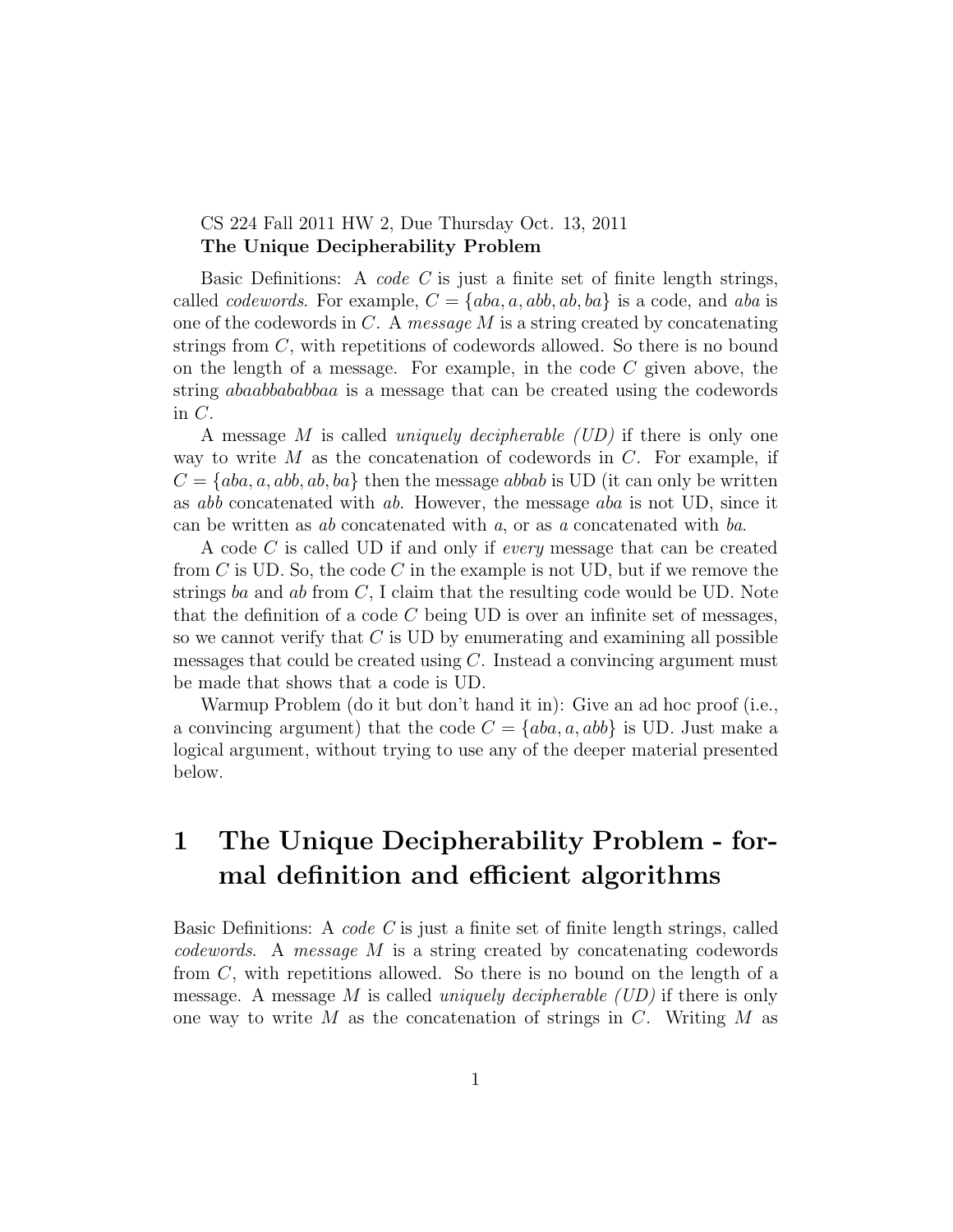CS 224 Fall 2011 HW 2, Due Thursday Oct. 13, 2011
**The Unique Decipherability Problem**

Basic Definitions: A *code* $C$ is just a finite set of finite length strings, called *codewords*. For example, $C = \{aba, a, abb, ab, ba\}$ is a code, and $aba$ is one of the codewords in $C$. A *message* $M$ is a string created by concatenating strings from $C$, with repetitions of codewords allowed. So there is no bound on the length of a message. For example, in the code $C$ given above, the string $abaabbababbaa$ is a message that can be created using the codewords in $C$.

A message $M$ is called *uniquely decipherable (UD)* if there is only one way to write $M$ as the concatenation of codewords in $C$. For example, if $C = \{aba, a, abb, ab, ba\}$ then the message $abbab$ is UD (it can only be written as $abb$ concatenated with $ab$. However, the message $aba$ is not UD, since it can be written as $ab$ concatenated with $a$, or as $a$ concatenated with $ba$.

A code $C$ is called UD if and only if *every* message that can be created from $C$ is UD. So, the code $C$ in the example is not UD, but if we remove the strings $ba$ and $ab$ from $C$, I claim that the resulting code would be UD. Note that the definition of a code $C$ being UD is over an infinite set of messages, so we cannot verify that $C$ is UD by enumerating and examining all possible messages that could be created using $C$. Instead a convincing argument must be made that shows that a code is UD.

Warmup Problem (do it but don't hand it in): Give an ad hoc proof (i.e., a convincing argument) that the code $C = \{aba, a, abb\}$ is UD. Just make a logical argument, without trying to use any of the deeper material presented below.

# 1 The Unique Decipherability Problem - formal definition and efficient algorithms

Basic Definitions: A *code* $C$ is just a finite set of finite length strings, called *codewords*. A *message* $M$ is a string created by concatenating codewords from $C$, with repetitions allowed. So there is no bound on the length of a message. A message $M$ is called *uniquely decipherable (UD)* if there is only one way to write $M$ as the concatenation of strings in $C$. Writing $M$ as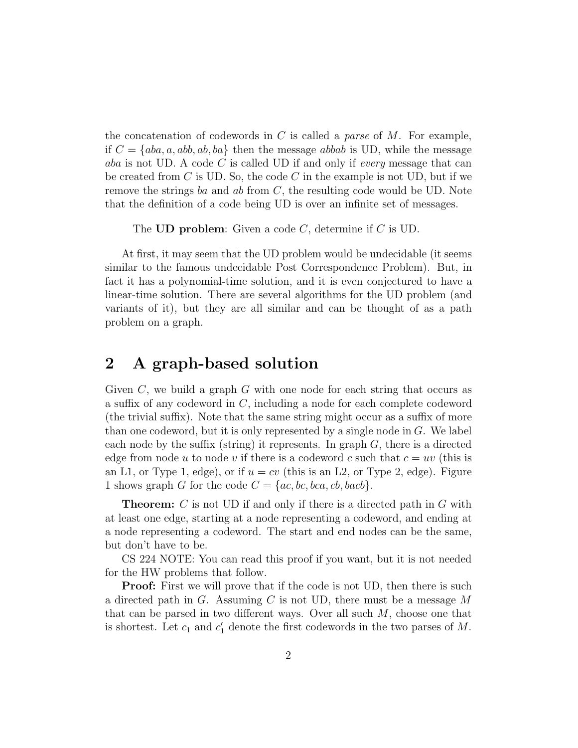the concatenation of codewords in $C$ is called a *parse* of $M$. For example, if $C = \{aba, a, abb, ab, ba\}$ then the message $abbab$ is UD, while the message $aba$ is not UD. A code $C$ is called UD if and only if *every* message that can be created from $C$ is UD. So, the code $C$ in the example is not UD, but if we remove the strings $ba$ and $ab$ from $C$, the resulting code would be UD. Note that the definition of a code being UD is over an infinite set of messages.

The **UD problem**: Given a code $C$, determine if $C$ is UD.

At first, it may seem that the UD problem would be undecidable (it seems similar to the famous undecidable Post Correspondence Problem). But, in fact it has a polynomial-time solution, and it is even conjectured to have a linear-time solution. There are several algorithms for the UD problem (and variants of it), but they are all similar and can be thought of as a path problem on a graph.

## 2 A graph-based solution

Given $C$, we build a graph $G$ with one node for each string that occurs as a suffix of any codeword in $C$, including a node for each complete codeword (the trivial suffix). Note that the same string might occur as a suffix of more than one codeword, but it is only represented by a single node in $G$. We label each node by the suffix (string) it represents. In graph $G$, there is a directed edge from node $u$ to node $v$ if there is a codeword $c$ such that $c = uv$ (this is an L1, or Type 1, edge), or if $u = cv$ (this is an L2, or Type 2, edge). Figure 1 shows graph $G$ for the code $C = \{ac, bc, bca, cb, bacb\}$.

**Theorem:** $C$ is not UD if and only if there is a directed path in $G$ with at least one edge, starting at a node representing a codeword, and ending at a node representing a codeword. The start and end nodes can be the same, but don't have to be.

CS 224 NOTE: You can read this proof if you want, but it is not needed for the HW problems that follow.

**Proof:** First we will prove that if the code is not UD, then there is such a directed path in $G$. Assuming $C$ is not UD, there must be a message $M$ that can be parsed in two different ways. Over all such $M$, choose one that is shortest. Let $c_1$ and $c'_1$ denote the first codewords in the two parses of $M$.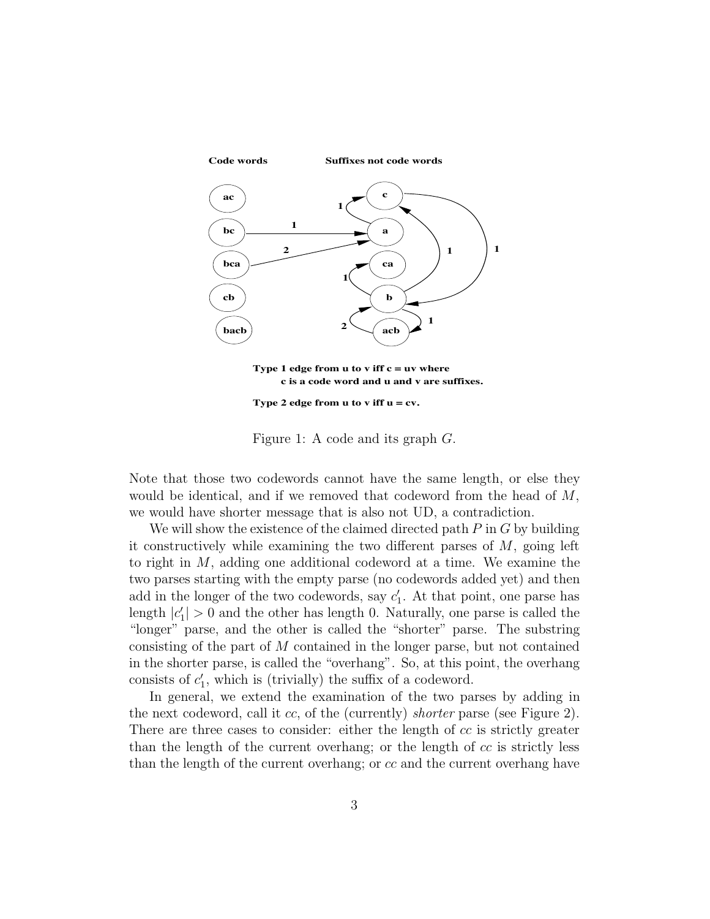Code words

Suffixes not code words

ac

bc

bca

cb

bacb

c

a

ca

b

acb

1

1

2

1

1

1

2

1

Type 1 edge from u to v iff c = uv where
c is a code word and u and v are suffixes.

Type 2 edge from u to v iff u = cv.

Figure 1: A code and its graph $G$.

Note that those two codewords cannot have the same length, or else they would be identical, and if we removed that codeword from the head of $M$, we would have shorter message that is also not UD, a contradiction.

We will show the existence of the claimed directed path $P$ in $G$ by building it constructively while examining the two different parses of $M$, going left to right in $M$, adding one additional codeword at a time. We examine the two parses starting with the empty parse (no codewords added yet) and then add in the longer of the two codewords, say $c'_1$. At that point, one parse has length $|c'_1| > 0$ and the other has length 0. Naturally, one parse is called the "longer" parse, and the other is called the "shorter" parse. The substring consisting of the part of $M$ contained in the longer parse, but not contained in the shorter parse, is called the "overhang". So, at this point, the overhang consists of $c'_1$, which is (trivially) the suffix of a codeword.

In general, we extend the examination of the two parses by adding in the next codeword, call it $cc$, of the (currently) *shorter* parse (see Figure 2). There are three cases to consider: either the length of $cc$ is strictly greater than the length of the current overhang; or the length of $cc$ is strictly less than the length of the current overhang; or $cc$ and the current overhang have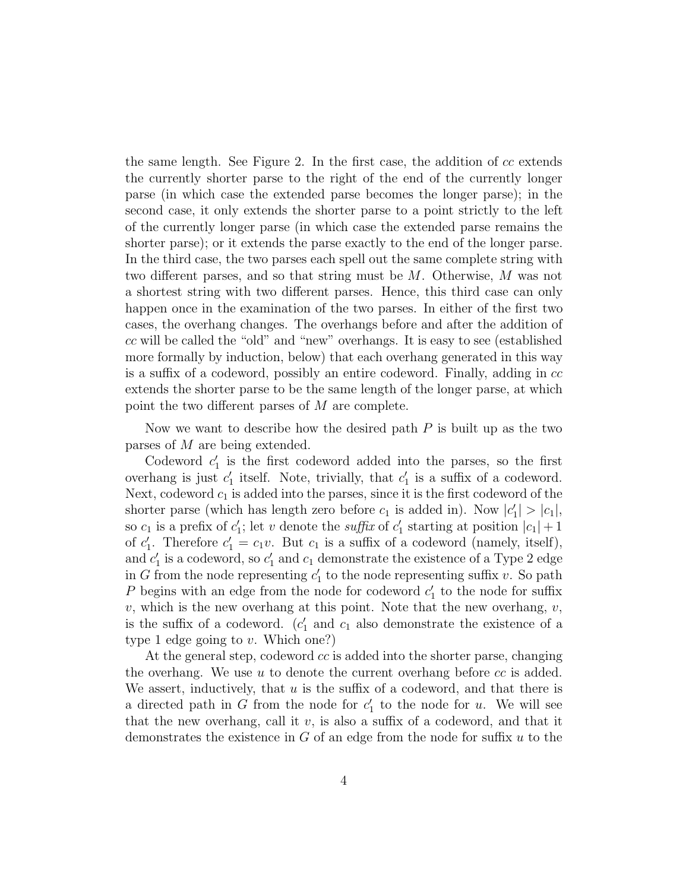the same length. See Figure 2. In the first case, the addition of $cc$ extends the currently shorter parse to the right of the end of the currently longer parse (in which case the extended parse becomes the longer parse); in the second case, it only extends the shorter parse to a point strictly to the left of the currently longer parse (in which case the extended parse remains the shorter parse); or it extends the parse exactly to the end of the longer parse. In the third case, the two parses each spell out the same complete string with two different parses, and so that string must be $M$. Otherwise, $M$ was not a shortest string with two different parses. Hence, this third case can only happen once in the examination of the two parses. In either of the first two cases, the overhang changes. The overhangs before and after the addition of $cc$ will be called the "old" and "new" overhangs. It is easy to see (established more formally by induction, below) that each overhang generated in this way is a suffix of a codeword, possibly an entire codeword. Finally, adding in $cc$ extends the shorter parse to be the same length of the longer parse, at which point the two different parses of $M$ are complete.

Now we want to describe how the desired path $P$ is built up as the two parses of $M$ are being extended.

Codeword $c'_1$ is the first codeword added into the parses, so the first overhang is just $c'_1$ itself. Note, trivially, that $c'_1$ is a suffix of a codeword. Next, codeword $c_1$ is added into the parses, since it is the first codeword of the shorter parse (which has length zero before $c_1$ is added in). Now $|c'_1| > |c_1|$, so $c_1$ is a prefix of $c'_1$; let $v$ denote the *suffix* of $c'_1$ starting at position $|c_1| + 1$ of $c'_1$. Therefore $c'_1 = c_1 v$. But $c_1$ is a suffix of a codeword (namely, itself), and $c'_1$ is a codeword, so $c'_1$ and $c_1$ demonstrate the existence of a Type 2 edge in $G$ from the node representing $c'_1$ to the node representing suffix $v$. So path $P$ begins with an edge from the node for codeword $c'_1$ to the node for suffix $v$, which is the new overhang at this point. Note that the new overhang, $v$, is the suffix of a codeword. ($c'_1$ and $c_1$ also demonstrate the existence of a type 1 edge going to $v$. Which one?)

At the general step, codeword $cc$ is added into the shorter parse, changing the overhang. We use $u$ to denote the current overhang before $cc$ is added. We assert, inductively, that $u$ is the suffix of a codeword, and that there is a directed path in $G$ from the node for $c'_1$ to the node for $u$. We will see that the new overhang, call it $v$, is also a suffix of a codeword, and that it demonstrates the existence in $G$ of an edge from the node for suffix $u$ to the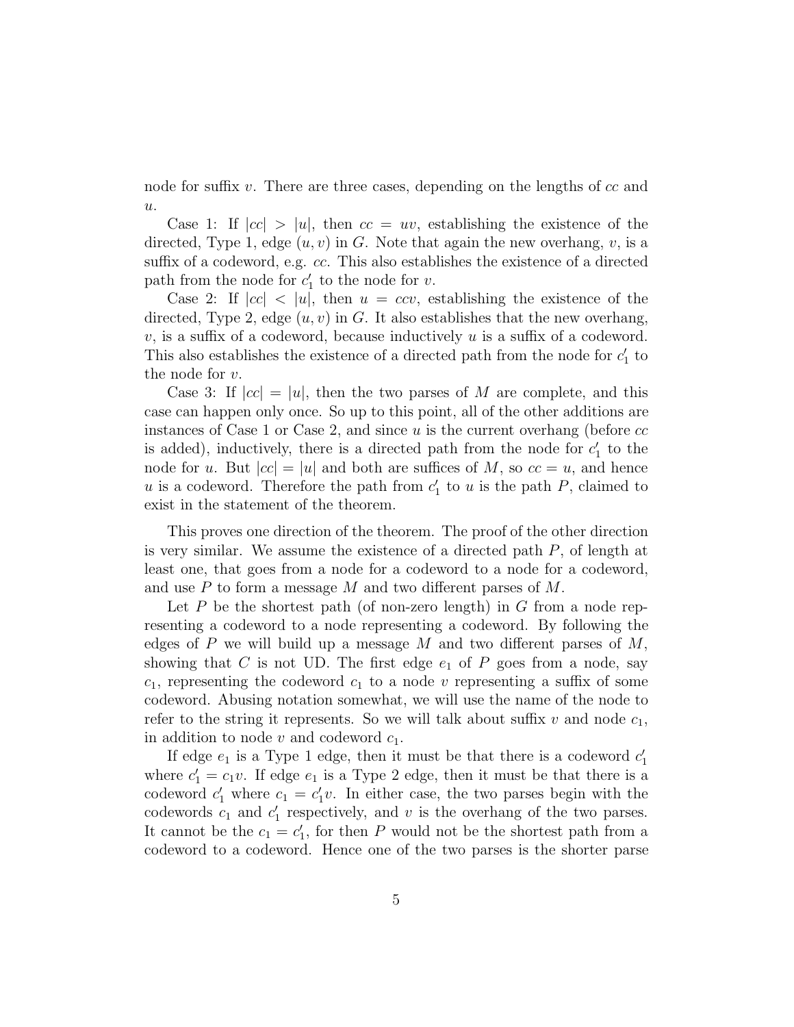node for suffix $v$. There are three cases, depending on the lengths of $cc$ and $u$.

Case 1: If $|cc| > |u|$, then $cc = uv$, establishing the existence of the directed, Type 1, edge $(u, v)$ in $G$. Note that again the new overhang, $v$, is a suffix of a codeword, e.g. $cc$. This also establishes the existence of a directed path from the node for $c'_1$ to the node for $v$.

Case 2: If $|cc| < |u|$, then $u = ccv$, establishing the existence of the directed, Type 2, edge $(u, v)$ in $G$. It also establishes that the new overhang, $v$, is a suffix of a codeword, because inductively $u$ is a suffix of a codeword. This also establishes the existence of a directed path from the node for $c'_1$ to the node for $v$.

Case 3: If $|cc| = |u|$, then the two parses of $M$ are complete, and this case can happen only once. So up to this point, all of the other additions are instances of Case 1 or Case 2, and since $u$ is the current overhang (before $cc$ is added), inductively, there is a directed path from the node for $c'_1$ to the node for $u$. But $|cc| = |u|$ and both are suffices of $M$, so $cc = u$, and hence $u$ is a codeword. Therefore the path from $c'_1$ to $u$ is the path $P$, claimed to exist in the statement of the theorem.

This proves one direction of the theorem. The proof of the other direction is very similar. We assume the existence of a directed path $P$, of length at least one, that goes from a node for a codeword to a node for a codeword, and use $P$ to form a message $M$ and two different parses of $M$.

Let $P$ be the shortest path (of non-zero length) in $G$ from a node representing a codeword to a node representing a codeword. By following the edges of $P$ we will build up a message $M$ and two different parses of $M$, showing that $C$ is not UD. The first edge $e_1$ of $P$ goes from a node, say $c_1$, representing the codeword $c_1$ to a node $v$ representing a suffix of some codeword. Abusing notation somewhat, we will use the name of the node to refer to the string it represents. So we will talk about suffix $v$ and node $c_1$, in addition to node $v$ and codeword $c_1$.

If edge $e_1$ is a Type 1 edge, then it must be that there is a codeword $c'_1$ where $c'_1 = c_1 v$. If edge $e_1$ is a Type 2 edge, then it must be that there is a codeword $c'_1$ where $c_1 = c'_1 v$. In either case, the two parses begin with the codewords $c_1$ and $c'_1$ respectively, and $v$ is the overhang of the two parses. It cannot be the $c_1 = c'_1$, for then $P$ would not be the shortest path from a codeword to a codeword. Hence one of the two parses is the shorter parse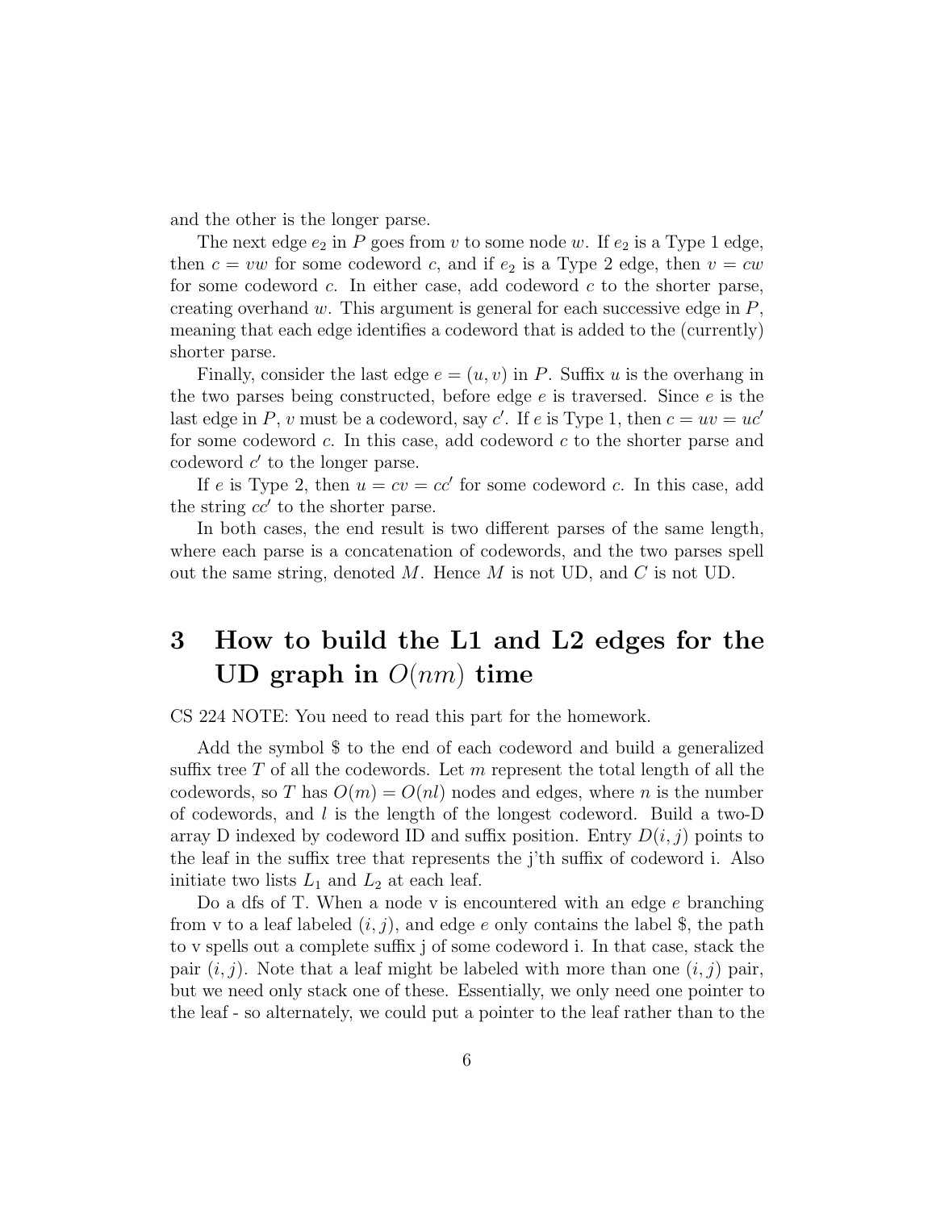and the other is the longer parse.

The next edge $e_2$ in $P$ goes from $v$ to some node $w$. If $e_2$ is a Type 1 edge, then $c = vw$ for some codeword $c$, and if $e_2$ is a Type 2 edge, then $v = cw$ for some codeword $c$. In either case, add codeword $c$ to the shorter parse, creating overhand $w$. This argument is general for each successive edge in $P$, meaning that each edge identifies a codeword that is added to the (currently) shorter parse.

Finally, consider the last edge $e = (u, v)$ in $P$. Suffix $u$ is the overhang in the two parses being constructed, before edge $e$ is traversed. Since $e$ is the last edge in $P$, $v$ must be a codeword, say $c'$. If $e$ is Type 1, then $c = uv = uc'$ for some codeword $c$. In this case, add codeword $c$ to the shorter parse and codeword $c'$ to the longer parse.

If $e$ is Type 2, then $u = cv = cc'$ for some codeword $c$. In this case, add the string $cc'$ to the shorter parse.

In both cases, the end result is two different parses of the same length, where each parse is a concatenation of codewords, and the two parses spell out the same string, denoted $M$. Hence $M$ is not UD, and $C$ is not UD.

# 3 How to build the L1 and L2 edges for the UD graph in $O(nm)$ time

CS 224 NOTE: You need to read this part for the homework.

Add the symbol $ to the end of each codeword and build a generalized suffix tree $T$ of all the codewords. Let $m$ represent the total length of all the codewords, so $T$ has $O(m) = O(nl)$ nodes and edges, where $n$ is the number of codewords, and $l$ is the length of the longest codeword. Build a two-D array D indexed by codeword ID and suffix position. Entry $D(i, j)$ points to the leaf in the suffix tree that represents the j'th suffix of codeword i. Also initiate two lists $L_1$ and $L_2$ at each leaf.

Do a dfs of T. When a node v is encountered with an edge $e$ branching from v to a leaf labeled $(i, j)$, and edge $e$ only contains the label $, the path to v spells out a complete suffix j of some codeword i. In that case, stack the pair $(i, j)$. Note that a leaf might be labeled with more than one $(i, j)$ pair, but we need only stack one of these. Essentially, we only need one pointer to the leaf - so alternately, we could put a pointer to the leaf rather than to the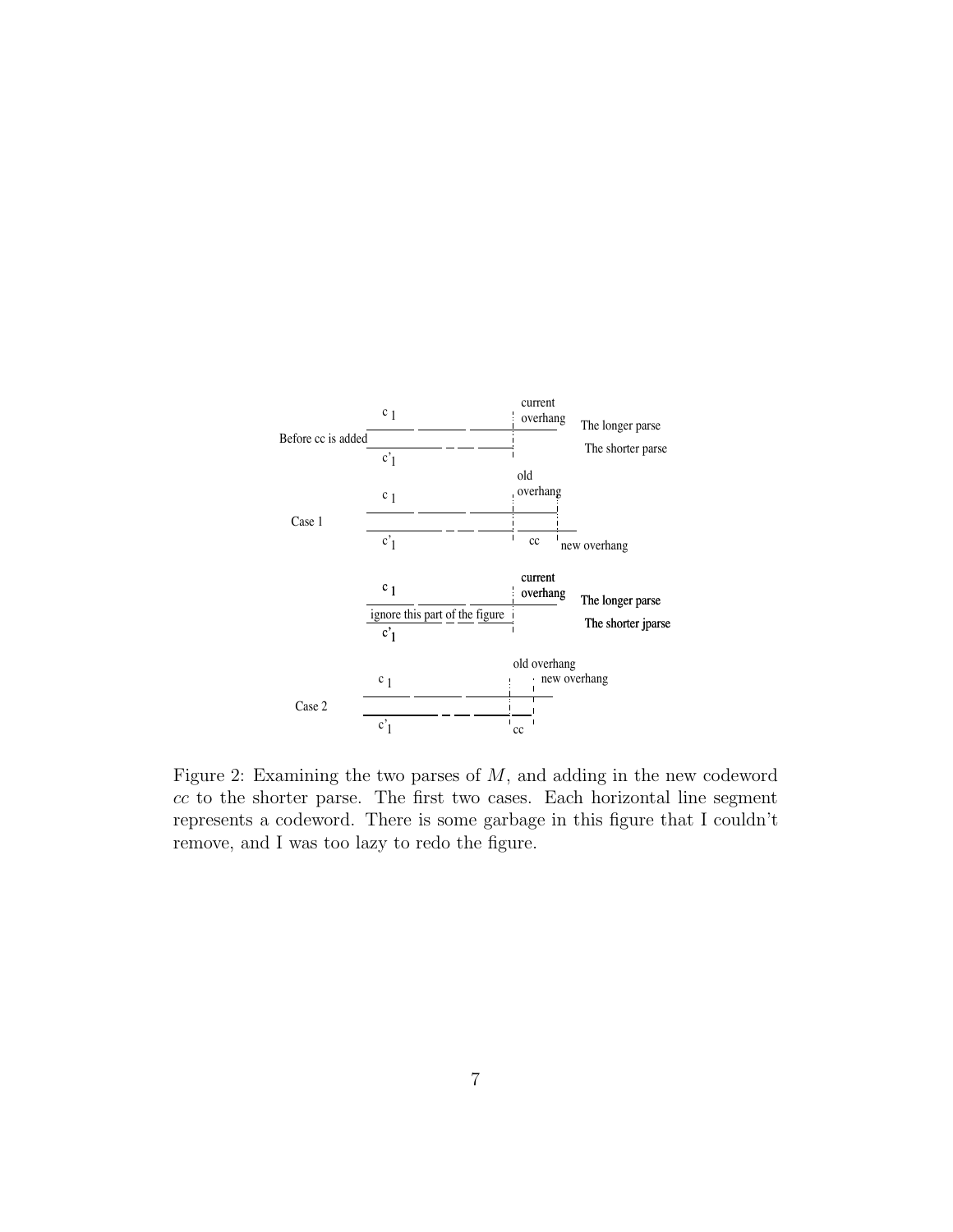current
overhang

c 1

The longer parse

Before cc is added

The shorter parse

c'1

old
overhang

c 1

Case 1

c'1

cc

new overhang

current
overhang

c 1

The longer parse

ignore this part of the figure

The shorter jparse

c'1

old overhang

new overhang

c 1

Case 2

c'1

cc

Figure 2: Examining the two parses of $M$, and adding in the new codeword $cc$ to the shorter parse. The first two cases. Each horizontal line segment represents a codeword. There is some garbage in this figure that I couldn't remove, and I was too lazy to redo the figure.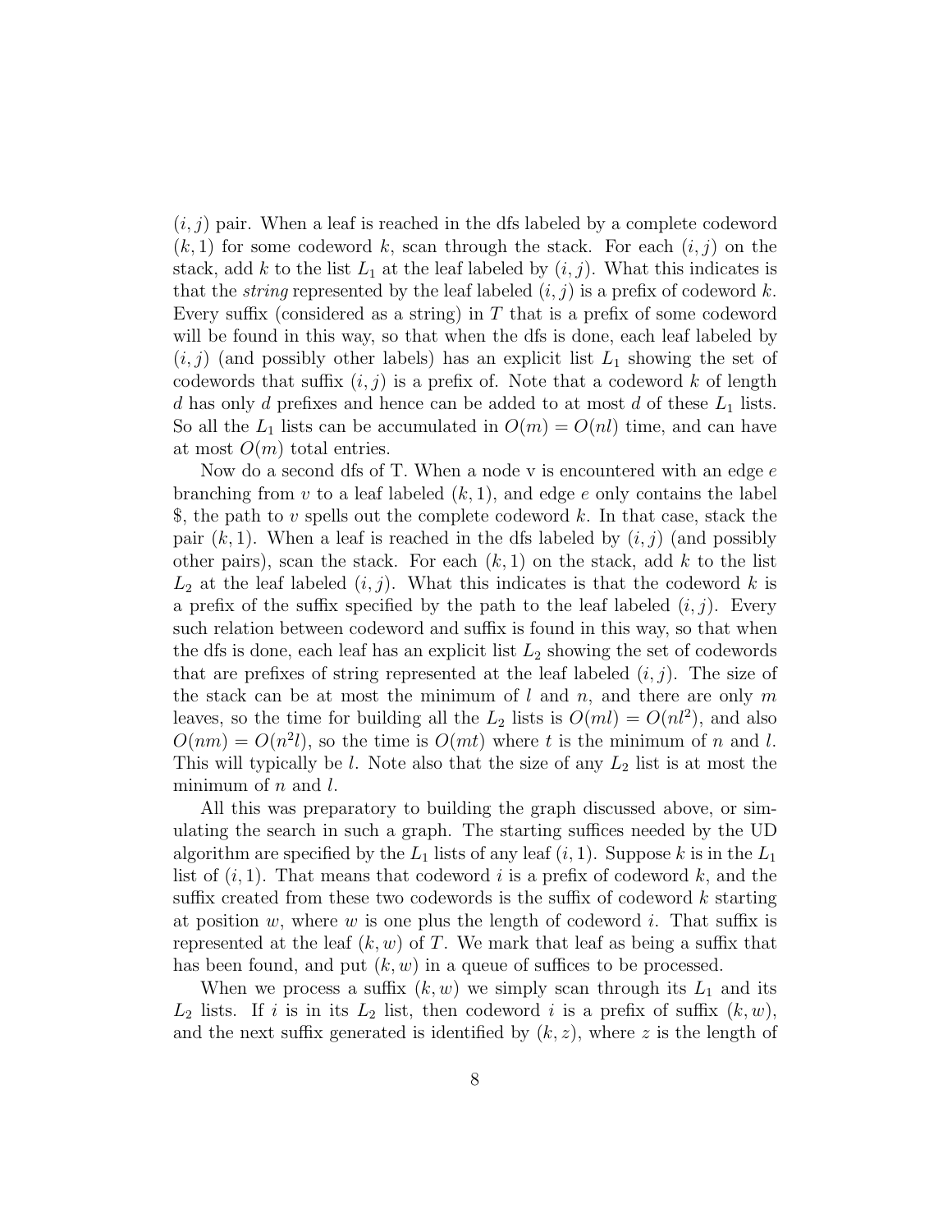$(i, j)$ pair. When a leaf is reached in the dfs labeled by a complete codeword $(k, 1)$ for some codeword $k$, scan through the stack. For each $(i, j)$ on the stack, add $k$ to the list $L_1$ at the leaf labeled by $(i, j)$. What this indicates is that the *string* represented by the leaf labeled $(i, j)$ is a prefix of codeword $k$. Every suffix (considered as a string) in $T$ that is a prefix of some codeword will be found in this way, so that when the dfs is done, each leaf labeled by $(i, j)$ (and possibly other labels) has an explicit list $L_1$ showing the set of codewords that suffix $(i, j)$ is a prefix of. Note that a codeword $k$ of length $d$ has only $d$ prefixes and hence can be added to at most $d$ of these $L_1$ lists. So all the $L_1$ lists can be accumulated in $O(m) = O(nl)$ time, and can have at most $O(m)$ total entries.

Now do a second dfs of T. When a node v is encountered with an edge $e$ branching from $v$ to a leaf labeled $(k, 1)$, and edge $e$ only contains the label \$, the path to $v$ spells out the complete codeword $k$. In that case, stack the pair $(k, 1)$. When a leaf is reached in the dfs labeled by $(i, j)$ (and possibly other pairs), scan the stack. For each $(k, 1)$ on the stack, add $k$ to the list $L_2$ at the leaf labeled $(i, j)$. What this indicates is that the codeword $k$ is a prefix of the suffix specified by the path to the leaf labeled $(i, j)$. Every such relation between codeword and suffix is found in this way, so that when the dfs is done, each leaf has an explicit list $L_2$ showing the set of codewords that are prefixes of string represented at the leaf labeled $(i, j)$. The size of the stack can be at most the minimum of $l$ and $n$, and there are only $m$ leaves, so the time for building all the $L_2$ lists is $O(ml) = O(nl^2)$, and also $O(nm) = O(n^2 l)$, so the time is $O(mt)$ where $t$ is the minimum of $n$ and $l$. This will typically be $l$. Note also that the size of any $L_2$ list is at most the minimum of $n$ and $l$.

All this was preparatory to building the graph discussed above, or simulating the search in such a graph. The starting suffices needed by the UD algorithm are specified by the $L_1$ lists of any leaf $(i, 1)$. Suppose $k$ is in the $L_1$ list of $(i, 1)$. That means that codeword $i$ is a prefix of codeword $k$, and the suffix created from these two codewords is the suffix of codeword $k$ starting at position $w$, where $w$ is one plus the length of codeword $i$. That suffix is represented at the leaf $(k, w)$ of $T$. We mark that leaf as being a suffix that has been found, and put $(k, w)$ in a queue of suffices to be processed.

When we process a suffix $(k, w)$ we simply scan through its $L_1$ and its $L_2$ lists. If $i$ is in its $L_2$ list, then codeword $i$ is a prefix of suffix $(k, w)$, and the next suffix generated is identified by $(k, z)$, where $z$ is the length of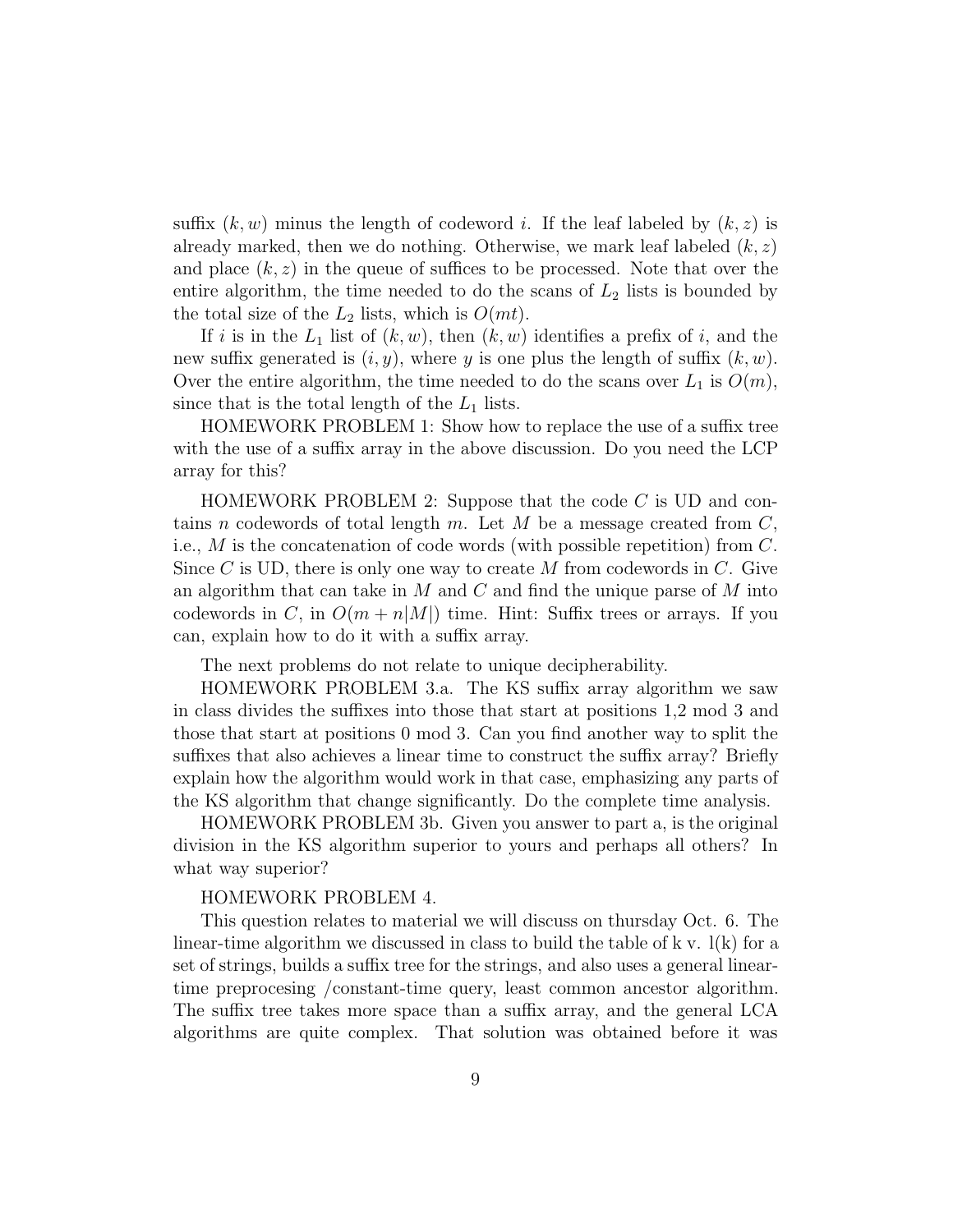suffix $(k, w)$ minus the length of codeword $i$. If the leaf labeled by $(k, z)$ is already marked, then we do nothing. Otherwise, we mark leaf labeled $(k, z)$ and place $(k, z)$ in the queue of suffices to be processed. Note that over the entire algorithm, the time needed to do the scans of $L_2$ lists is bounded by the total size of the $L_2$ lists, which is $O(mt)$.

If $i$ is in the $L_1$ list of $(k, w)$, then $(k, w)$ identifies a prefix of $i$, and the new suffix generated is $(i, y)$, where $y$ is one plus the length of suffix $(k, w)$. Over the entire algorithm, the time needed to do the scans over $L_1$ is $O(m)$, since that is the total length of the $L_1$ lists.

HOMEWORK PROBLEM 1: Show how to replace the use of a suffix tree with the use of a suffix array in the above discussion. Do you need the LCP array for this?

HOMEWORK PROBLEM 2: Suppose that the code $C$ is UD and contains $n$ codewords of total length $m$. Let $M$ be a message created from $C$, i.e., $M$ is the concatenation of code words (with possible repetition) from $C$. Since $C$ is UD, there is only one way to create $M$ from codewords in $C$. Give an algorithm that can take in $M$ and $C$ and find the unique parse of $M$ into codewords in $C$, in $O(m + n|M|)$ time. Hint: Suffix trees or arrays. If you can, explain how to do it with a suffix array.

The next problems do not relate to unique decipherability.

HOMEWORK PROBLEM 3.a. The KS suffix array algorithm we saw in class divides the suffixes into those that start at positions 1,2 mod 3 and those that start at positions 0 mod 3. Can you find another way to split the suffixes that also achieves a linear time to construct the suffix array? Briefly explain how the algorithm would work in that case, emphasizing any parts of the KS algorithm that change significantly. Do the complete time analysis.

HOMEWORK PROBLEM 3b. Given you answer to part a, is the original division in the KS algorithm superior to yours and perhaps all others? In what way superior?

HOMEWORK PROBLEM 4.

This question relates to material we will discuss on thursday Oct. 6. The linear-time algorithm we discussed in class to build the table of k v. l(k) for a set of strings, builds a suffix tree for the strings, and also uses a general linear-time preprocesing /constant-time query, least common ancestor algorithm. The suffix tree takes more space than a suffix array, and the general LCA algorithms are quite complex. That solution was obtained before it was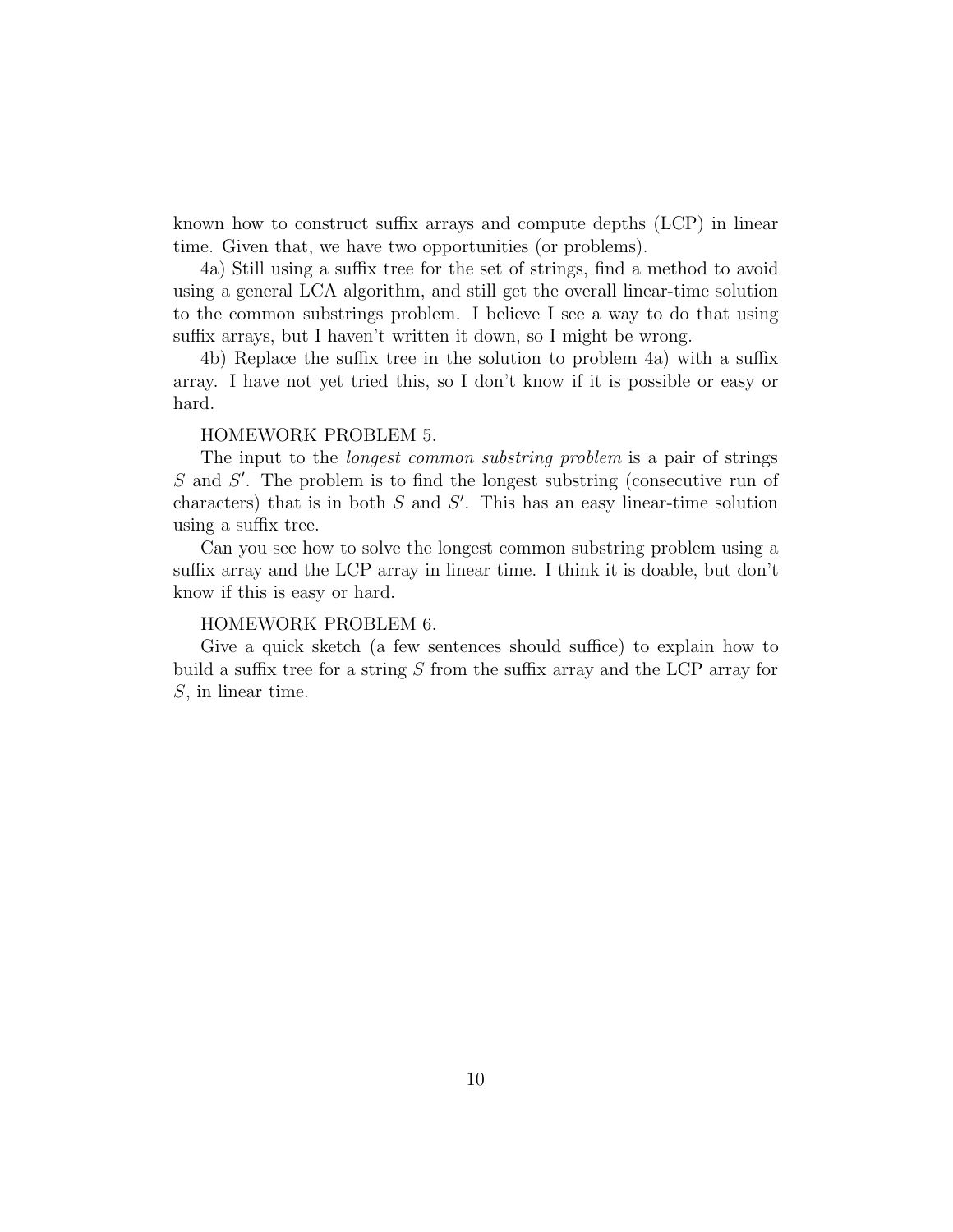known how to construct suffix arrays and compute depths (LCP) in linear time. Given that, we have two opportunities (or problems).

4a) Still using a suffix tree for the set of strings, find a method to avoid using a general LCA algorithm, and still get the overall linear-time solution to the common substrings problem. I believe I see a way to do that using suffix arrays, but I haven't written it down, so I might be wrong.

4b) Replace the suffix tree in the solution to problem 4a) with a suffix array. I have not yet tried this, so I don't know if it is possible or easy or hard.

HOMEWORK PROBLEM 5.

The input to the *longest common substring problem* is a pair of strings $S$ and $S'$. The problem is to find the longest substring (consecutive run of characters) that is in both $S$ and $S'$. This has an easy linear-time solution using a suffix tree.

Can you see how to solve the longest common substring problem using a suffix array and the LCP array in linear time. I think it is doable, but don't know if this is easy or hard.

HOMEWORK PROBLEM 6.

Give a quick sketch (a few sentences should suffice) to explain how to build a suffix tree for a string $S$ from the suffix array and the LCP array for $S$, in linear time.